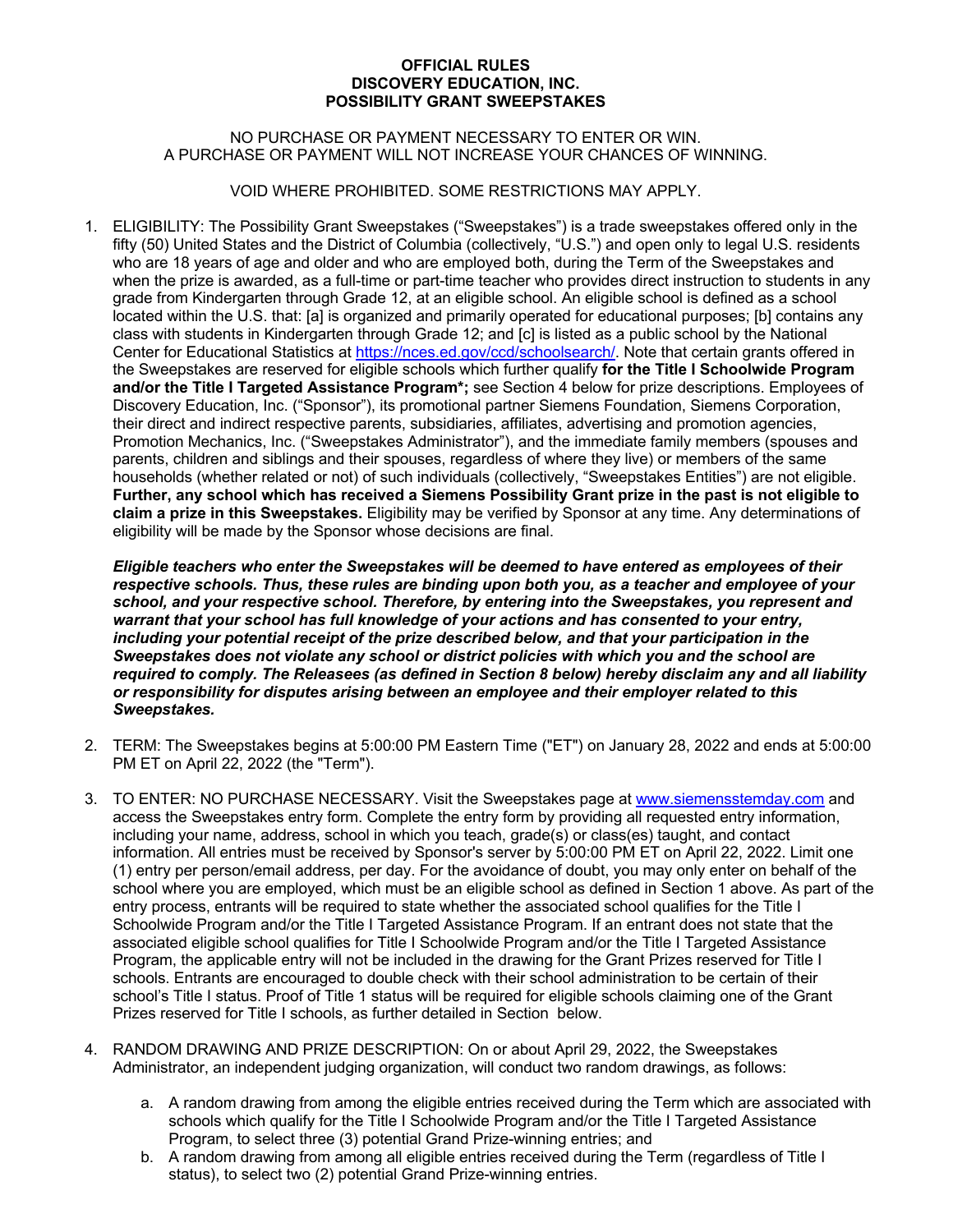**OFFICIAL RULES**
**DISCOVERY EDUCATION, INC.**
**POSSIBILITY GRANT SWEEPSTAKES**

NO PURCHASE OR PAYMENT NECESSARY TO ENTER OR WIN.
A PURCHASE OR PAYMENT WILL NOT INCREASE YOUR CHANCES OF WINNING.

VOID WHERE PROHIBITED. SOME RESTRICTIONS MAY APPLY.

1. ELIGIBILITY: The Possibility Grant Sweepstakes ("Sweepstakes") is a trade sweepstakes offered only in the fifty (50) United States and the District of Columbia (collectively, "U.S.") and open only to legal U.S. residents who are 18 years of age and older and who are employed both, during the Term of the Sweepstakes and when the prize is awarded, as a full-time or part-time teacher who provides direct instruction to students in any grade from Kindergarten through Grade 12, at an eligible school. An eligible school is defined as a school located within the U.S. that: [a] is organized and primarily operated for educational purposes; [b] contains any class with students in Kindergarten through Grade 12; and [c] is listed as a public school by the National Center for Educational Statistics at https://nces.ed.gov/ccd/schoolsearch/. Note that certain grants offered in the Sweepstakes are reserved for eligible schools which further qualify **for the Title I Schoolwide Program and/or the Title I Targeted Assistance Program*;** see Section 4 below for prize descriptions. Employees of Discovery Education, Inc. ("Sponsor"), its promotional partner Siemens Foundation, Siemens Corporation, their direct and indirect respective parents, subsidiaries, affiliates, advertising and promotion agencies, Promotion Mechanics, Inc. ("Sweepstakes Administrator"), and the immediate family members (spouses and parents, children and siblings and their spouses, regardless of where they live) or members of the same households (whether related or not) of such individuals (collectively, "Sweepstakes Entities") are not eligible. **Further, any school which has received a Siemens Possibility Grant prize in the past is not eligible to claim a prize in this Sweepstakes.** Eligibility may be verified by Sponsor at any time. Any determinations of eligibility will be made by the Sponsor whose decisions are final.

   ***Eligible teachers who enter the Sweepstakes will be deemed to have entered as employees of their respective schools. Thus, these rules are binding upon both you, as a teacher and employee of your school, and your respective school. Therefore, by entering into the Sweepstakes, you represent and warrant that your school has full knowledge of your actions and has consented to your entry, including your potential receipt of the prize described below, and that your participation in the Sweepstakes does not violate any school or district policies with which you and the school are required to comply. The Releasees (as defined in Section 8 below) hereby disclaim any and all liability or responsibility for disputes arising between an employee and their employer related to this Sweepstakes.***

2. TERM: The Sweepstakes begins at 5:00:00 PM Eastern Time ("ET") on January 28, 2022 and ends at 5:00:00 PM ET on April 22, 2022 (the "Term").

3. TO ENTER: NO PURCHASE NECESSARY. Visit the Sweepstakes page at www.siemensstemday.com and access the Sweepstakes entry form. Complete the entry form by providing all requested entry information, including your name, address, school in which you teach, grade(s) or class(es) taught, and contact information. All entries must be received by Sponsor's server by 5:00:00 PM ET on April 22, 2022. Limit one (1) entry per person/email address, per day. For the avoidance of doubt, you may only enter on behalf of the school where you are employed, which must be an eligible school as defined in Section 1 above. As part of the entry process, entrants will be required to state whether the associated school qualifies for the Title I Schoolwide Program and/or the Title I Targeted Assistance Program. If an entrant does not state that the associated eligible school qualifies for Title I Schoolwide Program and/or the Title I Targeted Assistance Program, the applicable entry will not be included in the drawing for the Grant Prizes reserved for Title I schools. Entrants are encouraged to double check with their school administration to be certain of their school's Title I status. Proof of Title 1 status will be required for eligible schools claiming one of the Grant Prizes reserved for Title I schools, as further detailed in Section below.

4. RANDOM DRAWING AND PRIZE DESCRIPTION: On or about April 29, 2022, the Sweepstakes Administrator, an independent judging organization, will conduct two random drawings, as follows:

   a. A random drawing from among the eligible entries received during the Term which are associated with schools which qualify for the Title I Schoolwide Program and/or the Title I Targeted Assistance Program, to select three (3) potential Grand Prize-winning entries; and
   b. A random drawing from among all eligible entries received during the Term (regardless of Title I status), to select two (2) potential Grand Prize-winning entries.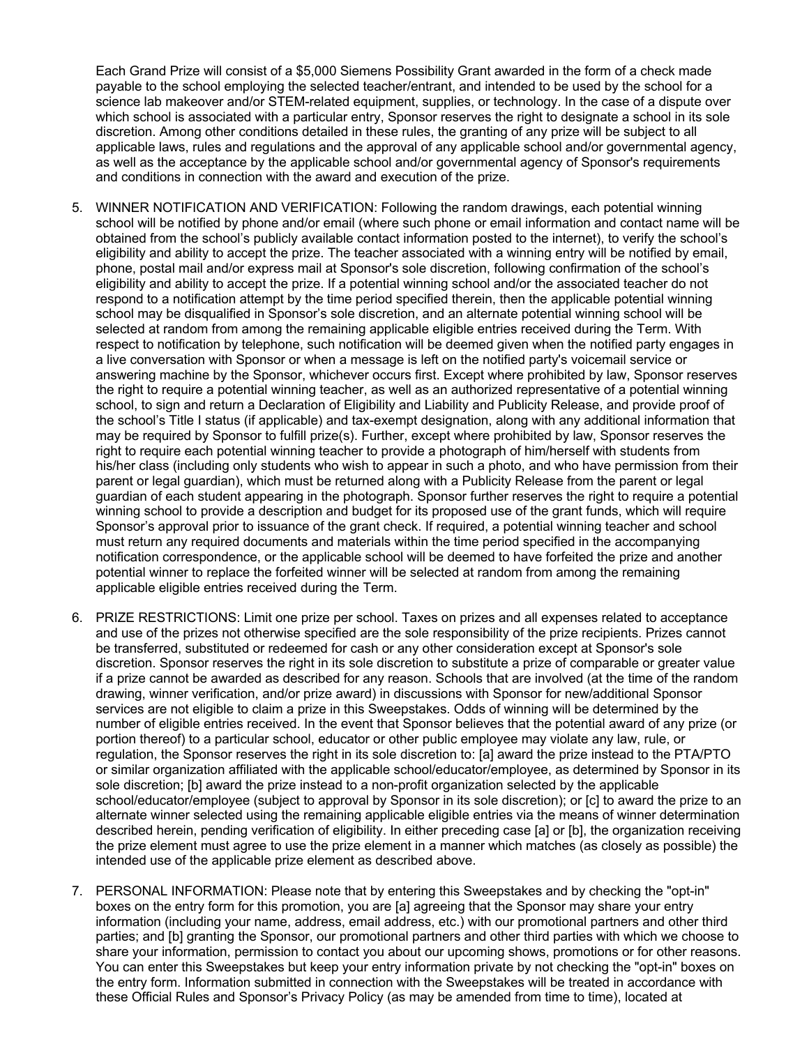Each Grand Prize will consist of a $5,000 Siemens Possibility Grant awarded in the form of a check made payable to the school employing the selected teacher/entrant, and intended to be used by the school for a science lab makeover and/or STEM-related equipment, supplies, or technology. In the case of a dispute over which school is associated with a particular entry, Sponsor reserves the right to designate a school in its sole discretion. Among other conditions detailed in these rules, the granting of any prize will be subject to all applicable laws, rules and regulations and the approval of any applicable school and/or governmental agency, as well as the acceptance by the applicable school and/or governmental agency of Sponsor's requirements and conditions in connection with the award and execution of the prize.

5. WINNER NOTIFICATION AND VERIFICATION: Following the random drawings, each potential winning school will be notified by phone and/or email (where such phone or email information and contact name will be obtained from the school's publicly available contact information posted to the internet), to verify the school's eligibility and ability to accept the prize. The teacher associated with a winning entry will be notified by email, phone, postal mail and/or express mail at Sponsor's sole discretion, following confirmation of the school's eligibility and ability to accept the prize. If a potential winning school and/or the associated teacher do not respond to a notification attempt by the time period specified therein, then the applicable potential winning school may be disqualified in Sponsor's sole discretion, and an alternate potential winning school will be selected at random from among the remaining applicable eligible entries received during the Term. With respect to notification by telephone, such notification will be deemed given when the notified party engages in a live conversation with Sponsor or when a message is left on the notified party's voicemail service or answering machine by the Sponsor, whichever occurs first. Except where prohibited by law, Sponsor reserves the right to require a potential winning teacher, as well as an authorized representative of a potential winning school, to sign and return a Declaration of Eligibility and Liability and Publicity Release, and provide proof of the school's Title I status (if applicable) and tax-exempt designation, along with any additional information that may be required by Sponsor to fulfill prize(s). Further, except where prohibited by law, Sponsor reserves the right to require each potential winning teacher to provide a photograph of him/herself with students from his/her class (including only students who wish to appear in such a photo, and who have permission from their parent or legal guardian), which must be returned along with a Publicity Release from the parent or legal guardian of each student appearing in the photograph. Sponsor further reserves the right to require a potential winning school to provide a description and budget for its proposed use of the grant funds, which will require Sponsor's approval prior to issuance of the grant check. If required, a potential winning teacher and school must return any required documents and materials within the time period specified in the accompanying notification correspondence, or the applicable school will be deemed to have forfeited the prize and another potential winner to replace the forfeited winner will be selected at random from among the remaining applicable eligible entries received during the Term.

6. PRIZE RESTRICTIONS: Limit one prize per school. Taxes on prizes and all expenses related to acceptance and use of the prizes not otherwise specified are the sole responsibility of the prize recipients. Prizes cannot be transferred, substituted or redeemed for cash or any other consideration except at Sponsor's sole discretion. Sponsor reserves the right in its sole discretion to substitute a prize of comparable or greater value if a prize cannot be awarded as described for any reason. Schools that are involved (at the time of the random drawing, winner verification, and/or prize award) in discussions with Sponsor for new/additional Sponsor services are not eligible to claim a prize in this Sweepstakes. Odds of winning will be determined by the number of eligible entries received. In the event that Sponsor believes that the potential award of any prize (or portion thereof) to a particular school, educator or other public employee may violate any law, rule, or regulation, the Sponsor reserves the right in its sole discretion to: [a] award the prize instead to the PTA/PTO or similar organization affiliated with the applicable school/educator/employee, as determined by Sponsor in its sole discretion; [b] award the prize instead to a non-profit organization selected by the applicable school/educator/employee (subject to approval by Sponsor in its sole discretion); or [c] to award the prize to an alternate winner selected using the remaining applicable eligible entries via the means of winner determination described herein, pending verification of eligibility. In either preceding case [a] or [b], the organization receiving the prize element must agree to use the prize element in a manner which matches (as closely as possible) the intended use of the applicable prize element as described above.

7. PERSONAL INFORMATION: Please note that by entering this Sweepstakes and by checking the "opt-in" boxes on the entry form for this promotion, you are [a] agreeing that the Sponsor may share your entry information (including your name, address, email address, etc.) with our promotional partners and other third parties; and [b] granting the Sponsor, our promotional partners and other third parties with which we choose to share your information, permission to contact you about our upcoming shows, promotions or for other reasons. You can enter this Sweepstakes but keep your entry information private by not checking the "opt-in" boxes on the entry form. Information submitted in connection with the Sweepstakes will be treated in accordance with these Official Rules and Sponsor's Privacy Policy (as may be amended from time to time), located at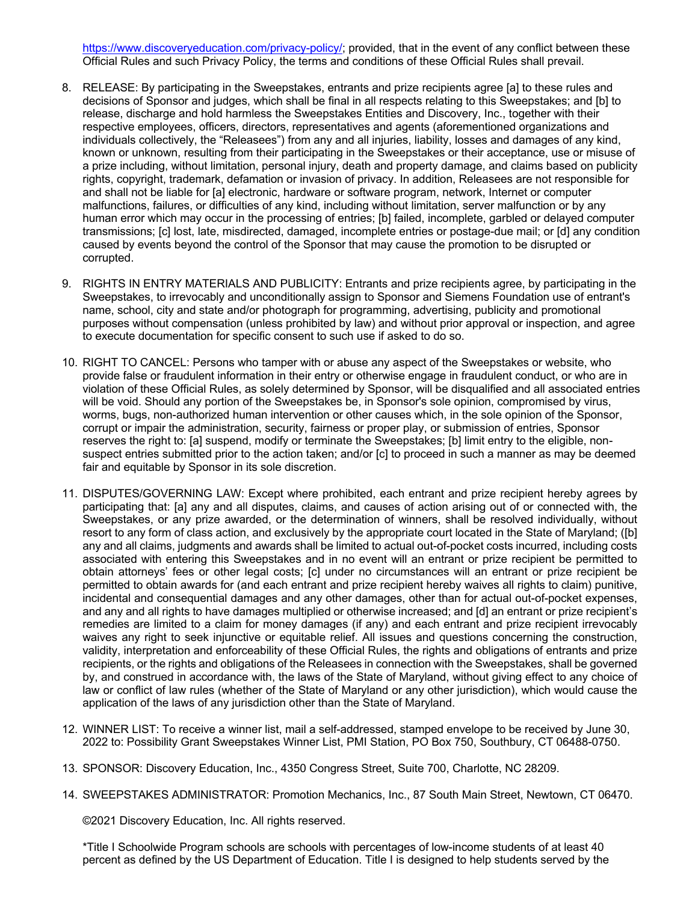https://www.discoveryeducation.com/privacy-policy/; provided, that in the event of any conflict between these Official Rules and such Privacy Policy, the terms and conditions of these Official Rules shall prevail.

8. RELEASE: By participating in the Sweepstakes, entrants and prize recipients agree [a] to these rules and decisions of Sponsor and judges, which shall be final in all respects relating to this Sweepstakes; and [b] to release, discharge and hold harmless the Sweepstakes Entities and Discovery, Inc., together with their respective employees, officers, directors, representatives and agents (aforementioned organizations and individuals collectively, the "Releasees") from any and all injuries, liability, losses and damages of any kind, known or unknown, resulting from their participating in the Sweepstakes or their acceptance, use or misuse of a prize including, without limitation, personal injury, death and property damage, and claims based on publicity rights, copyright, trademark, defamation or invasion of privacy. In addition, Releasees are not responsible for and shall not be liable for [a] electronic, hardware or software program, network, Internet or computer malfunctions, failures, or difficulties of any kind, including without limitation, server malfunction or by any human error which may occur in the processing of entries; [b] failed, incomplete, garbled or delayed computer transmissions; [c] lost, late, misdirected, damaged, incomplete entries or postage-due mail; or [d] any condition caused by events beyond the control of the Sponsor that may cause the promotion to be disrupted or corrupted.

9. RIGHTS IN ENTRY MATERIALS AND PUBLICITY: Entrants and prize recipients agree, by participating in the Sweepstakes, to irrevocably and unconditionally assign to Sponsor and Siemens Foundation use of entrant's name, school, city and state and/or photograph for programming, advertising, publicity and promotional purposes without compensation (unless prohibited by law) and without prior approval or inspection, and agree to execute documentation for specific consent to such use if asked to do so.

10. RIGHT TO CANCEL: Persons who tamper with or abuse any aspect of the Sweepstakes or website, who provide false or fraudulent information in their entry or otherwise engage in fraudulent conduct, or who are in violation of these Official Rules, as solely determined by Sponsor, will be disqualified and all associated entries will be void. Should any portion of the Sweepstakes be, in Sponsor's sole opinion, compromised by virus, worms, bugs, non-authorized human intervention or other causes which, in the sole opinion of the Sponsor, corrupt or impair the administration, security, fairness or proper play, or submission of entries, Sponsor reserves the right to: [a] suspend, modify or terminate the Sweepstakes; [b] limit entry to the eligible, non-suspect entries submitted prior to the action taken; and/or [c] to proceed in such a manner as may be deemed fair and equitable by Sponsor in its sole discretion.

11. DISPUTES/GOVERNING LAW: Except where prohibited, each entrant and prize recipient hereby agrees by participating that: [a] any and all disputes, claims, and causes of action arising out of or connected with, the Sweepstakes, or any prize awarded, or the determination of winners, shall be resolved individually, without resort to any form of class action, and exclusively by the appropriate court located in the State of Maryland; ([b] any and all claims, judgments and awards shall be limited to actual out-of-pocket costs incurred, including costs associated with entering this Sweepstakes and in no event will an entrant or prize recipient be permitted to obtain attorneys' fees or other legal costs; [c] under no circumstances will an entrant or prize recipient be permitted to obtain awards for (and each entrant and prize recipient hereby waives all rights to claim) punitive, incidental and consequential damages and any other damages, other than for actual out-of-pocket expenses, and any and all rights to have damages multiplied or otherwise increased; and [d] an entrant or prize recipient's remedies are limited to a claim for money damages (if any) and each entrant and prize recipient irrevocably waives any right to seek injunctive or equitable relief. All issues and questions concerning the construction, validity, interpretation and enforceability of these Official Rules, the rights and obligations of entrants and prize recipients, or the rights and obligations of the Releasees in connection with the Sweepstakes, shall be governed by, and construed in accordance with, the laws of the State of Maryland, without giving effect to any choice of law or conflict of law rules (whether of the State of Maryland or any other jurisdiction), which would cause the application of the laws of any jurisdiction other than the State of Maryland.

12. WINNER LIST: To receive a winner list, mail a self-addressed, stamped envelope to be received by June 30, 2022 to: Possibility Grant Sweepstakes Winner List, PMI Station, PO Box 750, Southbury, CT 06488-0750.

13. SPONSOR: Discovery Education, Inc., 4350 Congress Street, Suite 700, Charlotte, NC 28209.

14. SWEEPSTAKES ADMINISTRATOR: Promotion Mechanics, Inc., 87 South Main Street, Newtown, CT 06470.

©2021 Discovery Education, Inc. All rights reserved.

*Title I Schoolwide Program schools are schools with percentages of low-income students of at least 40 percent as defined by the US Department of Education. Title I is designed to help students served by the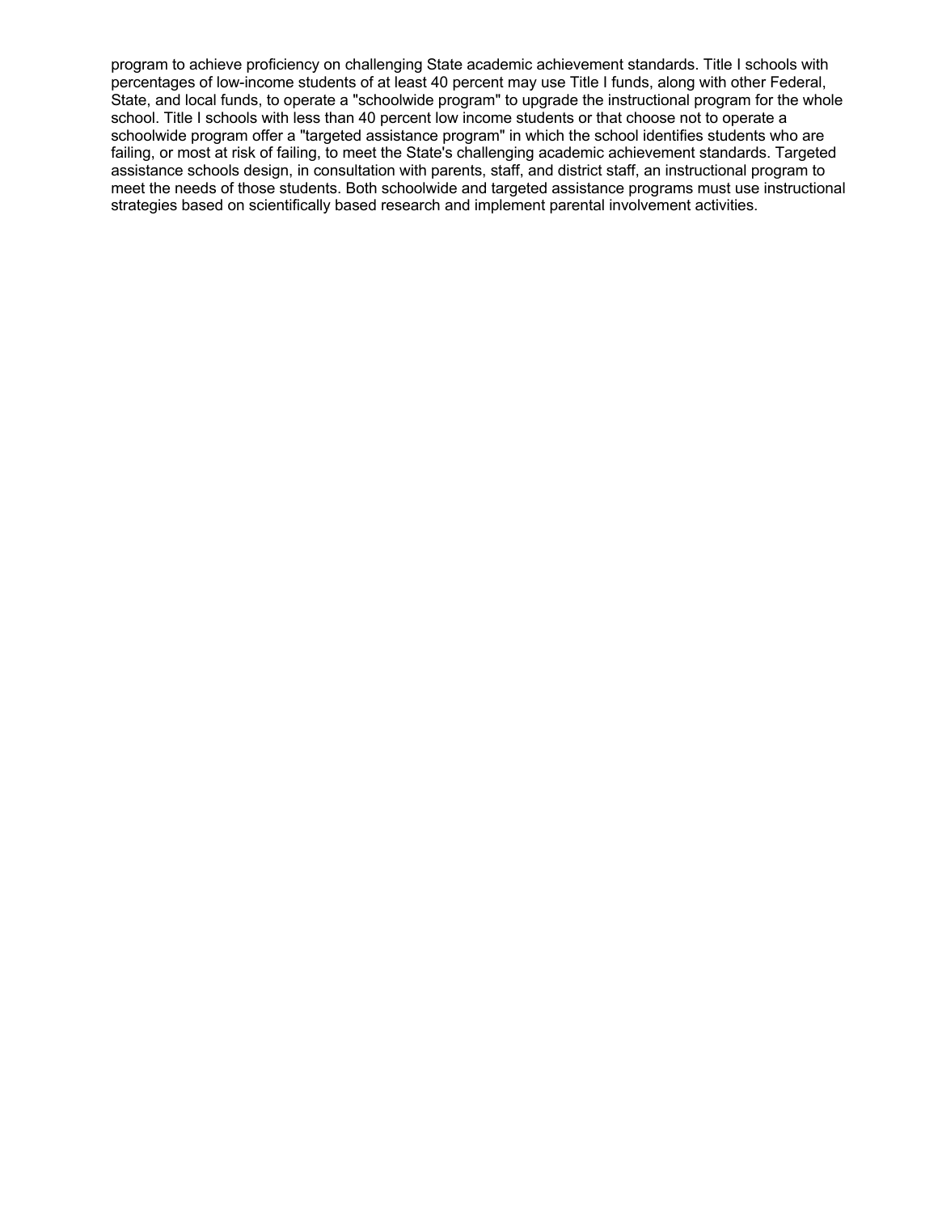program to achieve proficiency on challenging State academic achievement standards. Title I schools with percentages of low-income students of at least 40 percent may use Title I funds, along with other Federal, State, and local funds, to operate a "schoolwide program" to upgrade the instructional program for the whole school. Title I schools with less than 40 percent low income students or that choose not to operate a schoolwide program offer a "targeted assistance program" in which the school identifies students who are failing, or most at risk of failing, to meet the State's challenging academic achievement standards. Targeted assistance schools design, in consultation with parents, staff, and district staff, an instructional program to meet the needs of those students. Both schoolwide and targeted assistance programs must use instructional strategies based on scientifically based research and implement parental involvement activities.